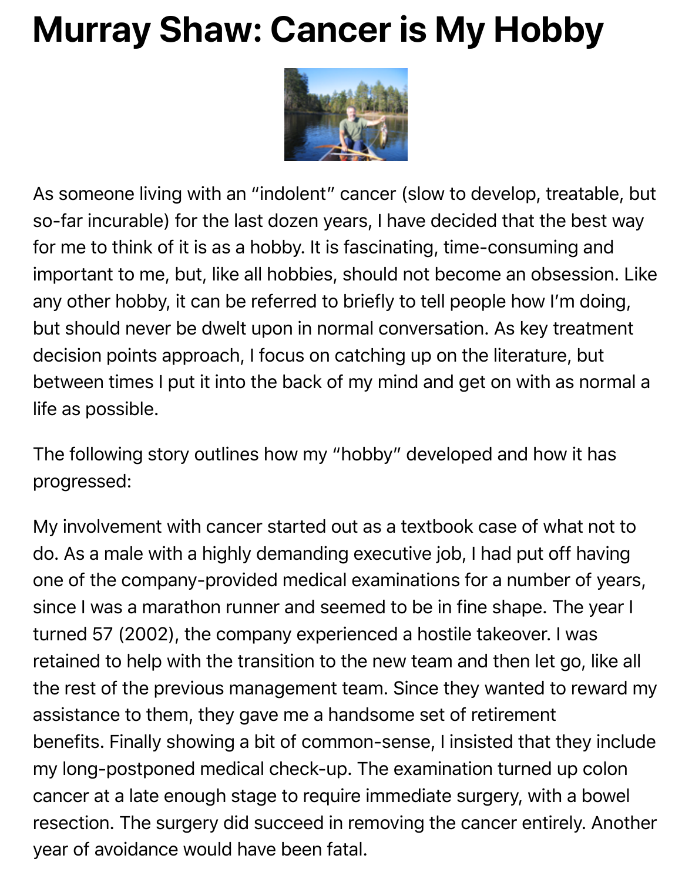# Murray Shaw: Cancer is My Hobby

As someone living with an "indolent" cancer (slow to develop, treatable, but so-far incurable) for the last dozen years, I have decided that the best way for me to think of it is as a hobby. It is fascinating, time-consuming and important to me, but, like all hobbies, should not become an obsession. Like any other hobby, it can be referred to briefly to tell people how I'm doing, but should never be dwelt upon in normal conversation. As key treatment decision points approach, I focus on catching up on the literature, but between times I put it into the back of my mind and get on with as normal a life as possible.

The following story outlines how my "hobby" developed and how it has progressed:

My involvement with cancer started out as a textbook case of what not to do. As a male with a highly demanding executive job, I had put off having one of the company-provided medical examinations for a number of years, since I was a marathon runner and seemed to be in fine shape. The year I turned 57 (2002), the company experienced a hostile takeover. I was retained to help with the transition to the new team and then let go, like all the rest of the previous management team. Since they wanted to reward my assistance to them, they gave me a handsome set of retirement benefits. Finally showing a bit of common-sense, I insisted that they include my long-postponed medical check-up. The examination turned up colon cancer at a late enough stage to require immediate surgery, with a bowel resection. The surgery did succeed in removing the cancer entirely. Another year of avoidance would have been fatal.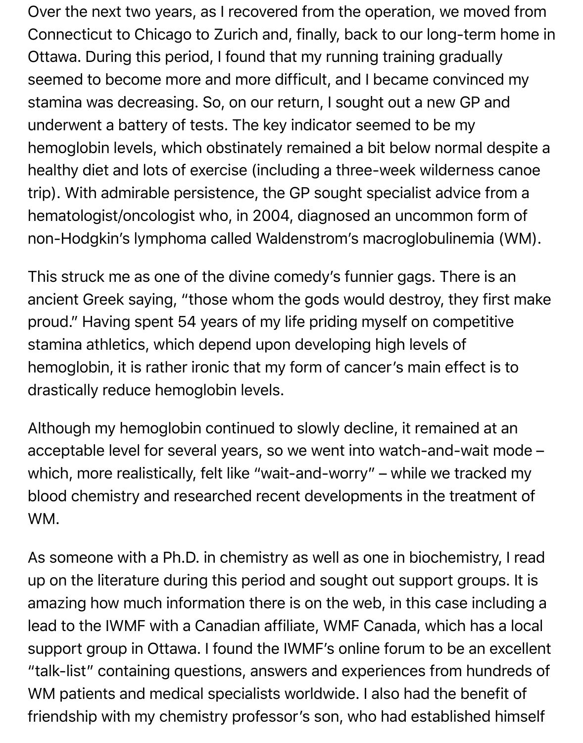Over the next two years, as I recovered from the operation, we moved from Connecticut to Chicago to Zurich and, finally, back to our long-term home in Ottawa. During this period, I found that my running training gradually seemed to become more and more difficult, and I became convinced my stamina was decreasing. So, on our return, I sought out a new GP and underwent a battery of tests. The key indicator seemed to be my hemoglobin levels, which obstinately remained a bit below normal despite a healthy diet and lots of exercise (including a three-week wilderness canoe trip). With admirable persistence, the GP sought specialist advice from a hematologist/oncologist who, in 2004, diagnosed an uncommon form of non-Hodgkin's lymphoma called Waldenstrom's macroglobulinemia (WM).

This struck me as one of the divine comedy's funnier gags. There is an ancient Greek saying, "those whom the gods would destroy, they first make proud." Having spent 54 years of my life priding myself on competitive stamina athletics, which depend upon developing high levels of hemoglobin, it is rather ironic that my form of cancer's main effect is to drastically reduce hemoglobin levels.

Although my hemoglobin continued to slowly decline, it remained at an acceptable level for several years, so we went into watch-and-wait mode – which, more realistically, felt like "wait-and-worry" – while we tracked my blood chemistry and researched recent developments in the treatment of WM.

As someone with a Ph.D. in chemistry as well as one in biochemistry, I read up on the literature during this period and sought out support groups. It is amazing how much information there is on the web, in this case including a lead to the IWMF with a Canadian affiliate, WMF Canada, which has a local support group in Ottawa. I found the IWMF's online forum to be an excellent "talk-list" containing questions, answers and experiences from hundreds of WM patients and medical specialists worldwide. I also had the benefit of friendship with my chemistry professor's son, who had established himself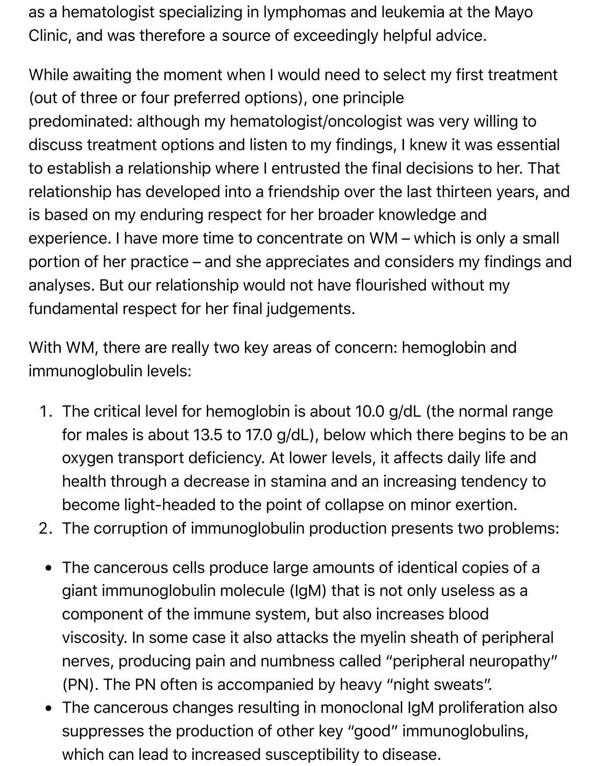as a hematologist specializing in lymphomas and leukemia at the Mayo Clinic, and was therefore a source of exceedingly helpful advice.

While awaiting the moment when I would need to select my first treatment (out of three or four preferred options), one principle predominated: although my hematologist/oncologist was very willing to discuss treatment options and listen to my findings, I knew it was essential to establish a relationship where I entrusted the final decisions to her. That relationship has developed into a friendship over the last thirteen years, and is based on my enduring respect for her broader knowledge and experience. I have more time to concentrate on WM – which is only a small portion of her practice – and she appreciates and considers my findings and analyses. But our relationship would not have flourished without my fundamental respect for her final judgements.

With WM, there are really two key areas of concern: hemoglobin and immunoglobulin levels:

1. The critical level for hemoglobin is about 10.0 g/dL (the normal range for males is about 13.5 to 17.0 g/dL), below which there begins to be an oxygen transport deficiency. At lower levels, it affects daily life and health through a decrease in stamina and an increasing tendency to become light-headed to the point of collapse on minor exertion.
2. The corruption of immunoglobulin production presents two problems:

- The cancerous cells produce large amounts of identical copies of a giant immunoglobulin molecule (IgM) that is not only useless as a component of the immune system, but also increases blood viscosity. In some case it also attacks the myelin sheath of peripheral nerves, producing pain and numbness called "peripheral neuropathy" (PN). The PN often is accompanied by heavy "night sweats".
- The cancerous changes resulting in monoclonal IgM proliferation also suppresses the production of other key "good" immunoglobulins, which can lead to increased susceptibility to disease.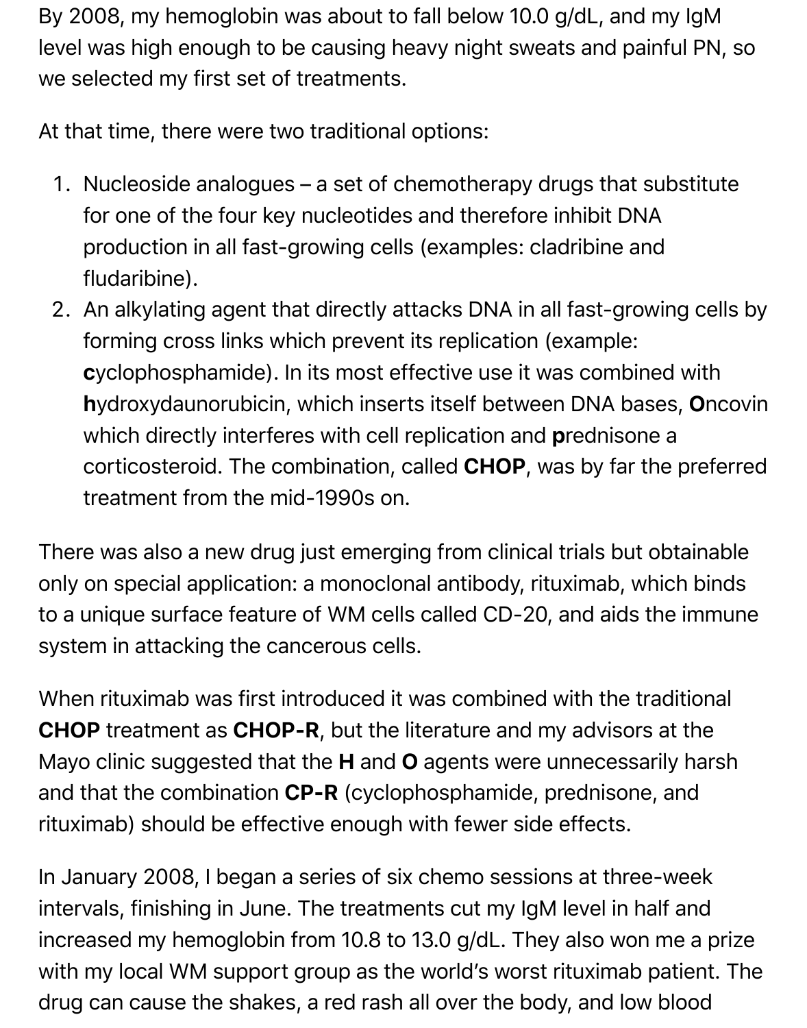By 2008, my hemoglobin was about to fall below 10.0 g/dL, and my IgM level was high enough to be causing heavy night sweats and painful PN, so we selected my first set of treatments.

At that time, there were two traditional options:

1. Nucleoside analogues – a set of chemotherapy drugs that substitute for one of the four key nucleotides and therefore inhibit DNA production in all fast-growing cells (examples: cladribine and fludaribine).
2. An alkylating agent that directly attacks DNA in all fast-growing cells by forming cross links which prevent its replication (example: **c**yclophosphamide). In its most effective use it was combined with **h**ydroxydaunorubicin, which inserts itself between DNA bases, **O**ncovin which directly interferes with cell replication and **p**rednisone a corticosteroid. The combination, called **CHOP**, was by far the preferred treatment from the mid-1990s on.

There was also a new drug just emerging from clinical trials but obtainable only on special application: a monoclonal antibody, rituximab, which binds to a unique surface feature of WM cells called CD-20, and aids the immune system in attacking the cancerous cells.

When rituximab was first introduced it was combined with the traditional **CHOP** treatment as **CHOP-R**, but the literature and my advisors at the Mayo clinic suggested that the **H** and **O** agents were unnecessarily harsh and that the combination **CP-R** (cyclophosphamide, prednisone, and rituximab) should be effective enough with fewer side effects.

In January 2008, I began a series of six chemo sessions at three-week intervals, finishing in June. The treatments cut my IgM level in half and increased my hemoglobin from 10.8 to 13.0 g/dL. They also won me a prize with my local WM support group as the world's worst rituximab patient. The drug can cause the shakes, a red rash all over the body, and low blood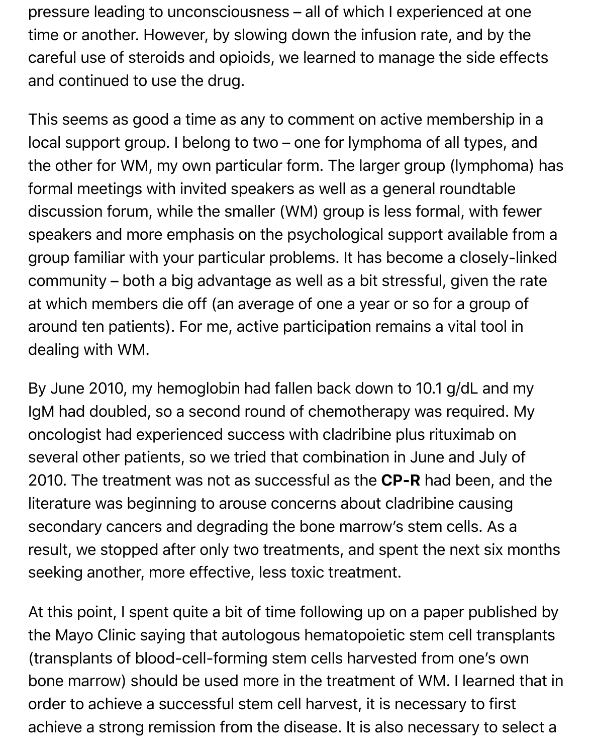pressure leading to unconsciousness – all of which I experienced at one time or another. However, by slowing down the infusion rate, and by the careful use of steroids and opioids, we learned to manage the side effects and continued to use the drug.

This seems as good a time as any to comment on active membership in a local support group. I belong to two – one for lymphoma of all types, and the other for WM, my own particular form. The larger group (lymphoma) has formal meetings with invited speakers as well as a general roundtable discussion forum, while the smaller (WM) group is less formal, with fewer speakers and more emphasis on the psychological support available from a group familiar with your particular problems. It has become a closely-linked community – both a big advantage as well as a bit stressful, given the rate at which members die off (an average of one a year or so for a group of around ten patients). For me, active participation remains a vital tool in dealing with WM.

By June 2010, my hemoglobin had fallen back down to 10.1 g/dL and my IgM had doubled, so a second round of chemotherapy was required. My oncologist had experienced success with cladribine plus rituximab on several other patients, so we tried that combination in June and July of 2010. The treatment was not as successful as the **CP-R** had been, and the literature was beginning to arouse concerns about cladribine causing secondary cancers and degrading the bone marrow's stem cells. As a result, we stopped after only two treatments, and spent the next six months seeking another, more effective, less toxic treatment.

At this point, I spent quite a bit of time following up on a paper published by the Mayo Clinic saying that autologous hematopoietic stem cell transplants (transplants of blood-cell-forming stem cells harvested from one's own bone marrow) should be used more in the treatment of WM. I learned that in order to achieve a successful stem cell harvest, it is necessary to first achieve a strong remission from the disease. It is also necessary to select a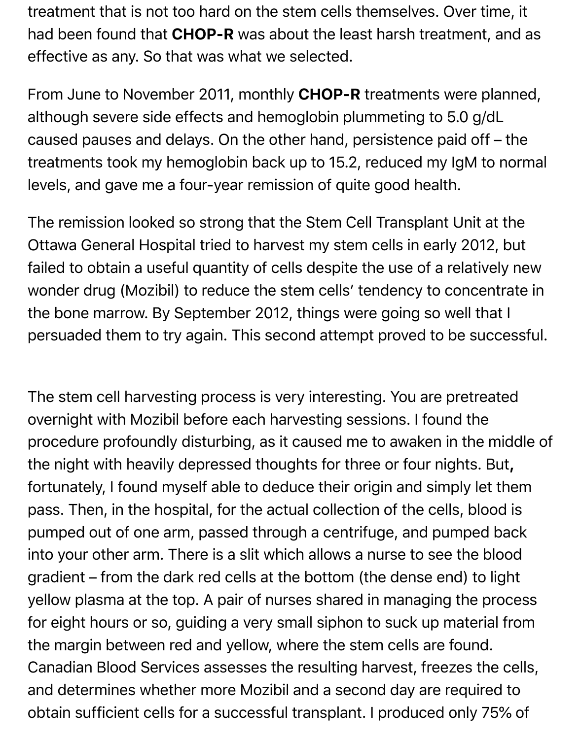treatment that is not too hard on the stem cells themselves. Over time, it had been found that **CHOP-R** was about the least harsh treatment, and as effective as any. So that was what we selected.

From June to November 2011, monthly **CHOP-R** treatments were planned, although severe side effects and hemoglobin plummeting to 5.0 g/dL caused pauses and delays. On the other hand, persistence paid off – the treatments took my hemoglobin back up to 15.2, reduced my IgM to normal levels, and gave me a four-year remission of quite good health.

The remission looked so strong that the Stem Cell Transplant Unit at the Ottawa General Hospital tried to harvest my stem cells in early 2012, but failed to obtain a useful quantity of cells despite the use of a relatively new wonder drug (Mozibil) to reduce the stem cells' tendency to concentrate in the bone marrow. By September 2012, things were going so well that I persuaded them to try again. This second attempt proved to be successful.

The stem cell harvesting process is very interesting. You are pretreated overnight with Mozibil before each harvesting sessions. I found the procedure profoundly disturbing, as it caused me to awaken in the middle of the night with heavily depressed thoughts for three or four nights. But**,** fortunately, I found myself able to deduce their origin and simply let them pass. Then, in the hospital, for the actual collection of the cells, blood is pumped out of one arm, passed through a centrifuge, and pumped back into your other arm. There is a slit which allows a nurse to see the blood gradient – from the dark red cells at the bottom (the dense end) to light yellow plasma at the top. A pair of nurses shared in managing the process for eight hours or so, guiding a very small siphon to suck up material from the margin between red and yellow, where the stem cells are found. Canadian Blood Services assesses the resulting harvest, freezes the cells, and determines whether more Mozibil and a second day are required to obtain sufficient cells for a successful transplant. I produced only 75% of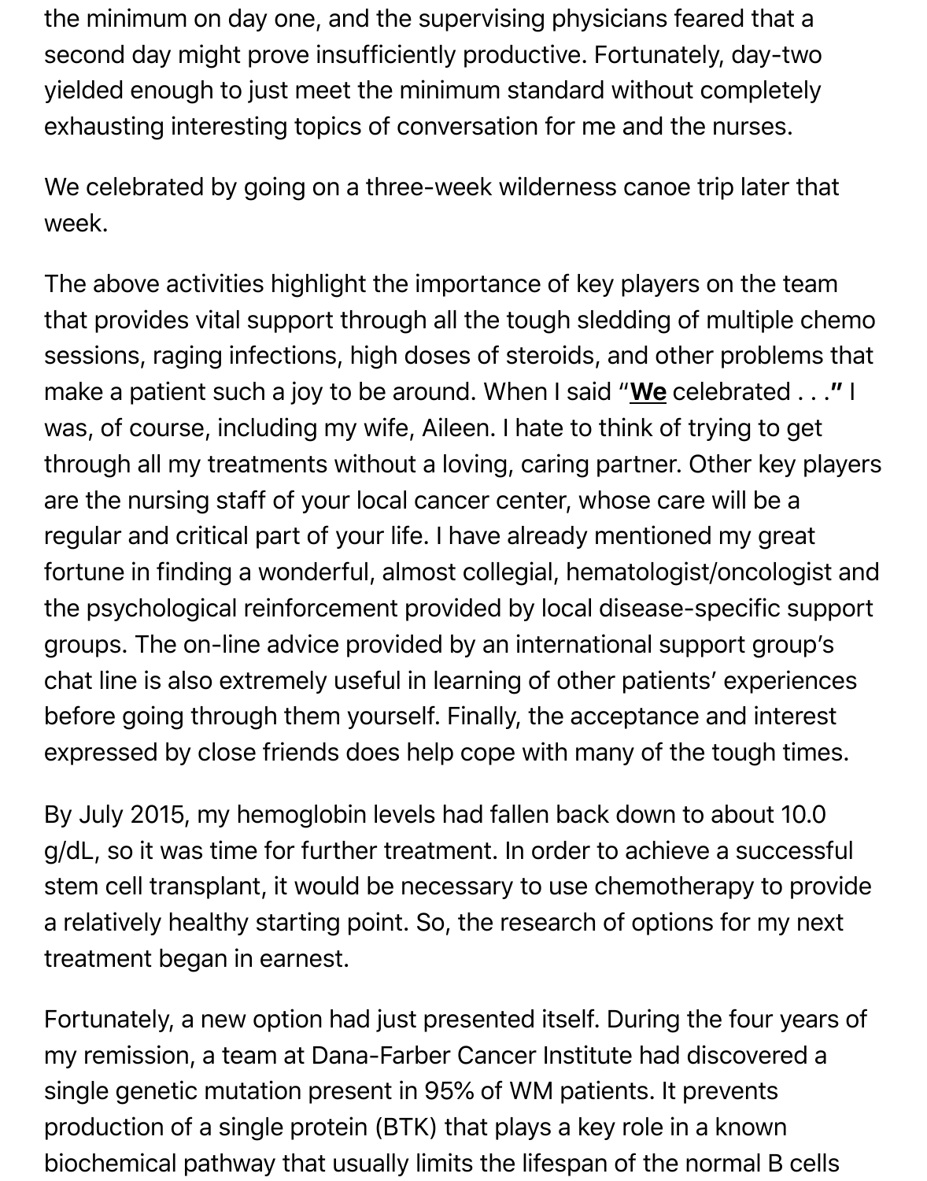the minimum on day one, and the supervising physicians feared that a second day might prove insufficiently productive. Fortunately, day-two yielded enough to just meet the minimum standard without completely exhausting interesting topics of conversation for me and the nurses.

We celebrated by going on a three-week wilderness canoe trip later that week.

The above activities highlight the importance of key players on the team that provides vital support through all the tough sledding of multiple chemo sessions, raging infections, high doses of steroids, and other problems that make a patient such a joy to be around. When I said "**We** celebrated . . ." I was, of course, including my wife, Aileen. I hate to think of trying to get through all my treatments without a loving, caring partner. Other key players are the nursing staff of your local cancer center, whose care will be a regular and critical part of your life. I have already mentioned my great fortune in finding a wonderful, almost collegial, hematologist/oncologist and the psychological reinforcement provided by local disease-specific support groups. The on-line advice provided by an international support group's chat line is also extremely useful in learning of other patients' experiences before going through them yourself. Finally, the acceptance and interest expressed by close friends does help cope with many of the tough times.

By July 2015, my hemoglobin levels had fallen back down to about 10.0 g/dL, so it was time for further treatment. In order to achieve a successful stem cell transplant, it would be necessary to use chemotherapy to provide a relatively healthy starting point. So, the research of options for my next treatment began in earnest.

Fortunately, a new option had just presented itself. During the four years of my remission, a team at Dana-Farber Cancer Institute had discovered a single genetic mutation present in 95% of WM patients. It prevents production of a single protein (BTK) that plays a key role in a known biochemical pathway that usually limits the lifespan of the normal B cells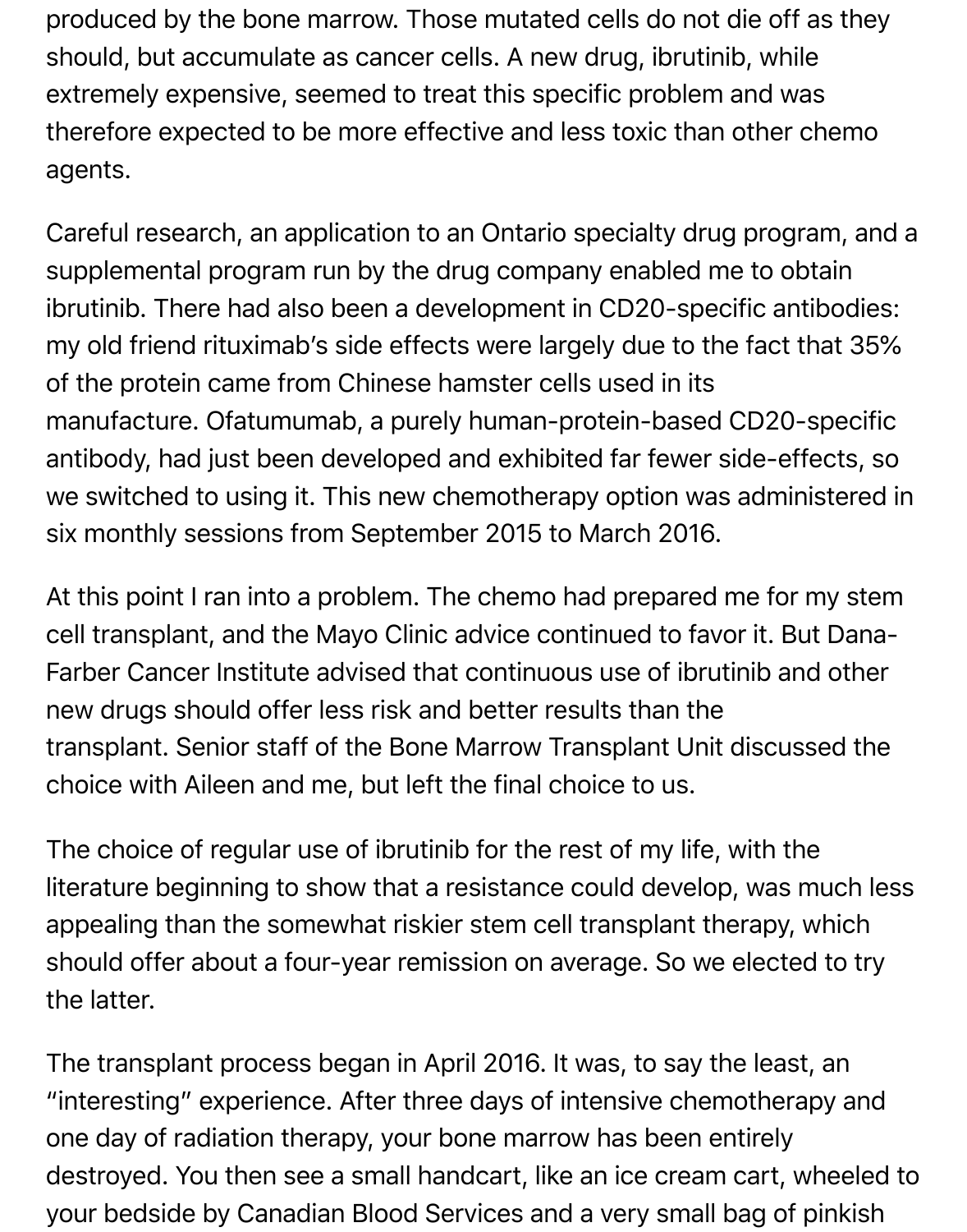produced by the bone marrow. Those mutated cells do not die off as they should, but accumulate as cancer cells. A new drug, ibrutinib, while extremely expensive, seemed to treat this specific problem and was therefore expected to be more effective and less toxic than other chemo agents.

Careful research, an application to an Ontario specialty drug program, and a supplemental program run by the drug company enabled me to obtain ibrutinib. There had also been a development in CD20-specific antibodies: my old friend rituximab's side effects were largely due to the fact that 35% of the protein came from Chinese hamster cells used in its manufacture. Ofatumumab, a purely human-protein-based CD20-specific antibody, had just been developed and exhibited far fewer side-effects, so we switched to using it. This new chemotherapy option was administered in six monthly sessions from September 2015 to March 2016.

At this point I ran into a problem. The chemo had prepared me for my stem cell transplant, and the Mayo Clinic advice continued to favor it. But Dana-Farber Cancer Institute advised that continuous use of ibrutinib and other new drugs should offer less risk and better results than the transplant. Senior staff of the Bone Marrow Transplant Unit discussed the choice with Aileen and me, but left the final choice to us.

The choice of regular use of ibrutinib for the rest of my life, with the literature beginning to show that a resistance could develop, was much less appealing than the somewhat riskier stem cell transplant therapy, which should offer about a four-year remission on average. So we elected to try the latter.

The transplant process began in April 2016. It was, to say the least, an "interesting" experience. After three days of intensive chemotherapy and one day of radiation therapy, your bone marrow has been entirely destroyed. You then see a small handcart, like an ice cream cart, wheeled to your bedside by Canadian Blood Services and a very small bag of pinkish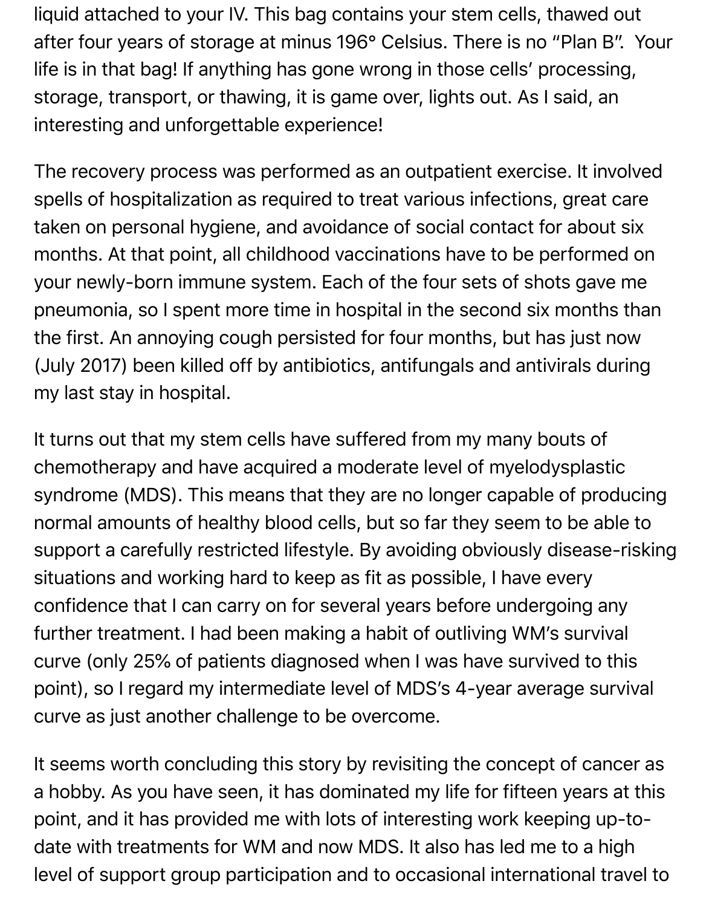liquid attached to your IV. This bag contains your stem cells, thawed out after four years of storage at minus 196° Celsius. There is no "Plan B". Your life is in that bag! If anything has gone wrong in those cells' processing, storage, transport, or thawing, it is game over, lights out. As I said, an interesting and unforgettable experience!

The recovery process was performed as an outpatient exercise. It involved spells of hospitalization as required to treat various infections, great care taken on personal hygiene, and avoidance of social contact for about six months. At that point, all childhood vaccinations have to be performed on your newly-born immune system. Each of the four sets of shots gave me pneumonia, so I spent more time in hospital in the second six months than the first. An annoying cough persisted for four months, but has just now (July 2017) been killed off by antibiotics, antifungals and antivirals during my last stay in hospital.

It turns out that my stem cells have suffered from my many bouts of chemotherapy and have acquired a moderate level of myelodysplastic syndrome (MDS). This means that they are no longer capable of producing normal amounts of healthy blood cells, but so far they seem to be able to support a carefully restricted lifestyle. By avoiding obviously disease-risking situations and working hard to keep as fit as possible, I have every confidence that I can carry on for several years before undergoing any further treatment. I had been making a habit of outliving WM's survival curve (only 25% of patients diagnosed when I was have survived to this point), so I regard my intermediate level of MDS's 4-year average survival curve as just another challenge to be overcome.

It seems worth concluding this story by revisiting the concept of cancer as a hobby. As you have seen, it has dominated my life for fifteen years at this point, and it has provided me with lots of interesting work keeping up-to-date with treatments for WM and now MDS. It also has led me to a high level of support group participation and to occasional international travel to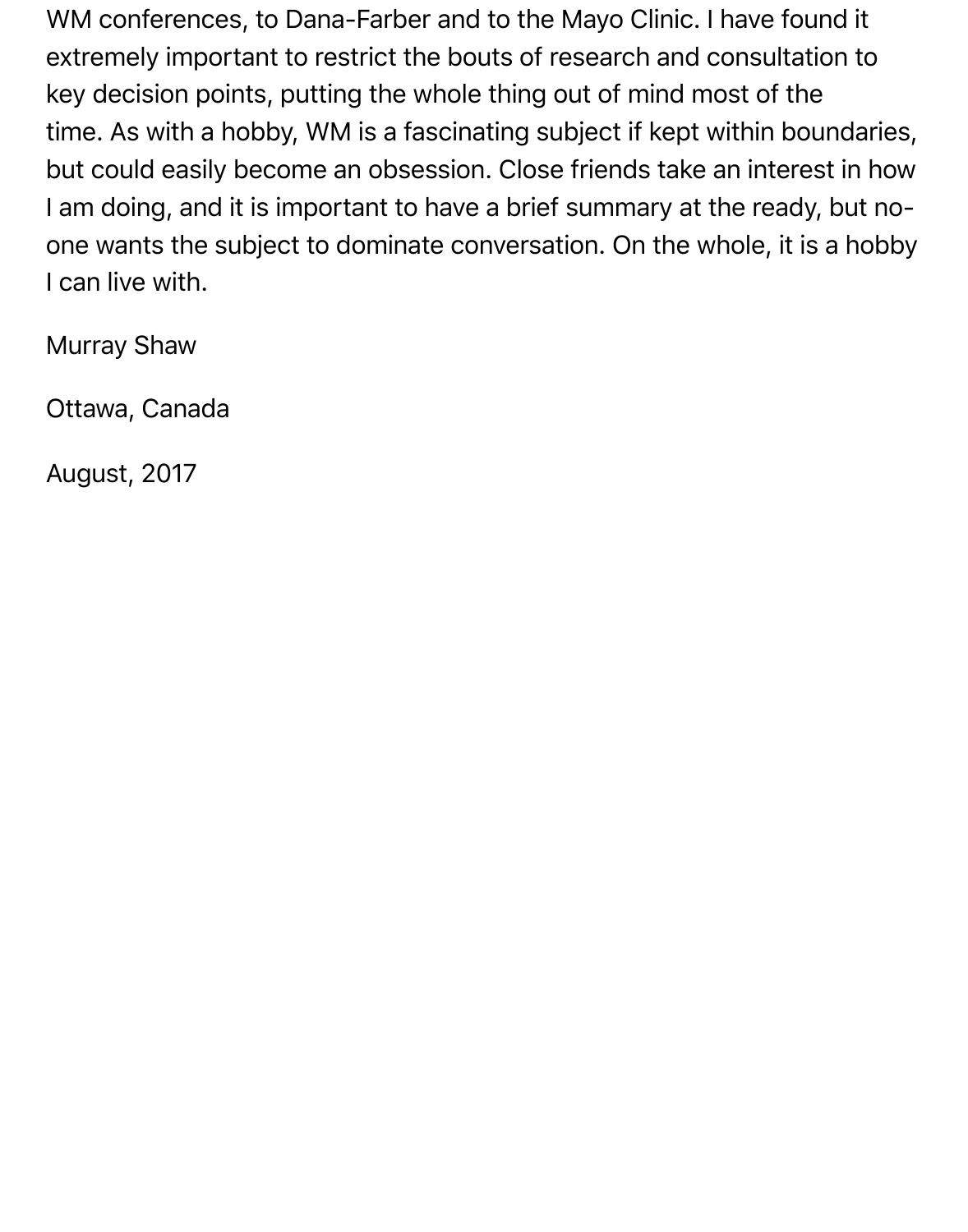WM conferences, to Dana-Farber and to the Mayo Clinic. I have found it extremely important to restrict the bouts of research and consultation to key decision points, putting the whole thing out of mind most of the time. As with a hobby, WM is a fascinating subject if kept within boundaries, but could easily become an obsession. Close friends take an interest in how I am doing, and it is important to have a brief summary at the ready, but no-one wants the subject to dominate conversation. On the whole, it is a hobby I can live with.

Murray Shaw

Ottawa, Canada

August, 2017